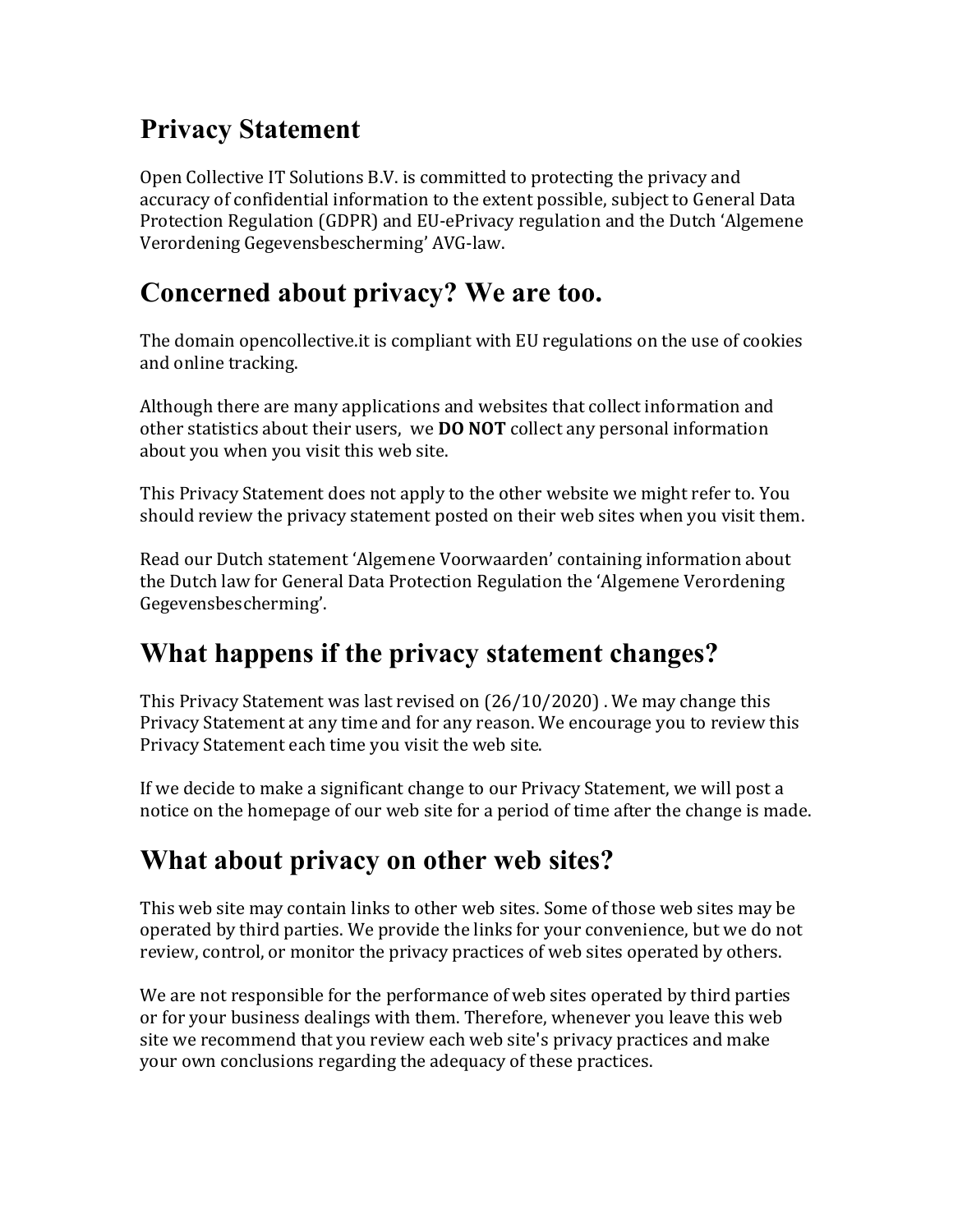# Privacy Statement

Open Collective IT Solutions B.V. is committed to protecting the privacy and accuracy of confidential information to the extent possible, subject to General Data Protection Regulation (GDPR) and EU-ePrivacy regulation and the Dutch 'Algemene Verordening Gegevensbescherming' AVG-law.

# Concerned about privacy? We are too.

The domain opencollective.it is compliant with EU regulations on the use of cookies and online tracking.

Although there are many applications and websites that collect information and other statistics about their users, we **DO NOT** collect any personal information about you when you visit this web site.

This Privacy Statement does not apply to the other website we might refer to. You should review the privacy statement posted on their web sites when you visit them.

Read our Dutch statement 'Algemene Voorwaarden' containing information about the Dutch law for General Data Protection Regulation the 'Algemene Verordening Gegevensbescherming'.

# What happens if the privacy statement changes?

This Privacy Statement was last revised on (26/10/2020) . We may change this Privacy Statement at any time and for any reason. We encourage you to review this Privacy Statement each time you visit the web site.

If we decide to make a significant change to our Privacy Statement, we will post a notice on the homepage of our web site for a period of time after the change is made.

# What about privacy on other web sites?

This web site may contain links to other web sites. Some of those web sites may be operated by third parties. We provide the links for your convenience, but we do not review, control, or monitor the privacy practices of web sites operated by others.

We are not responsible for the performance of web sites operated by third parties or for your business dealings with them. Therefore, whenever you leave this web site we recommend that you review each web site's privacy practices and make your own conclusions regarding the adequacy of these practices.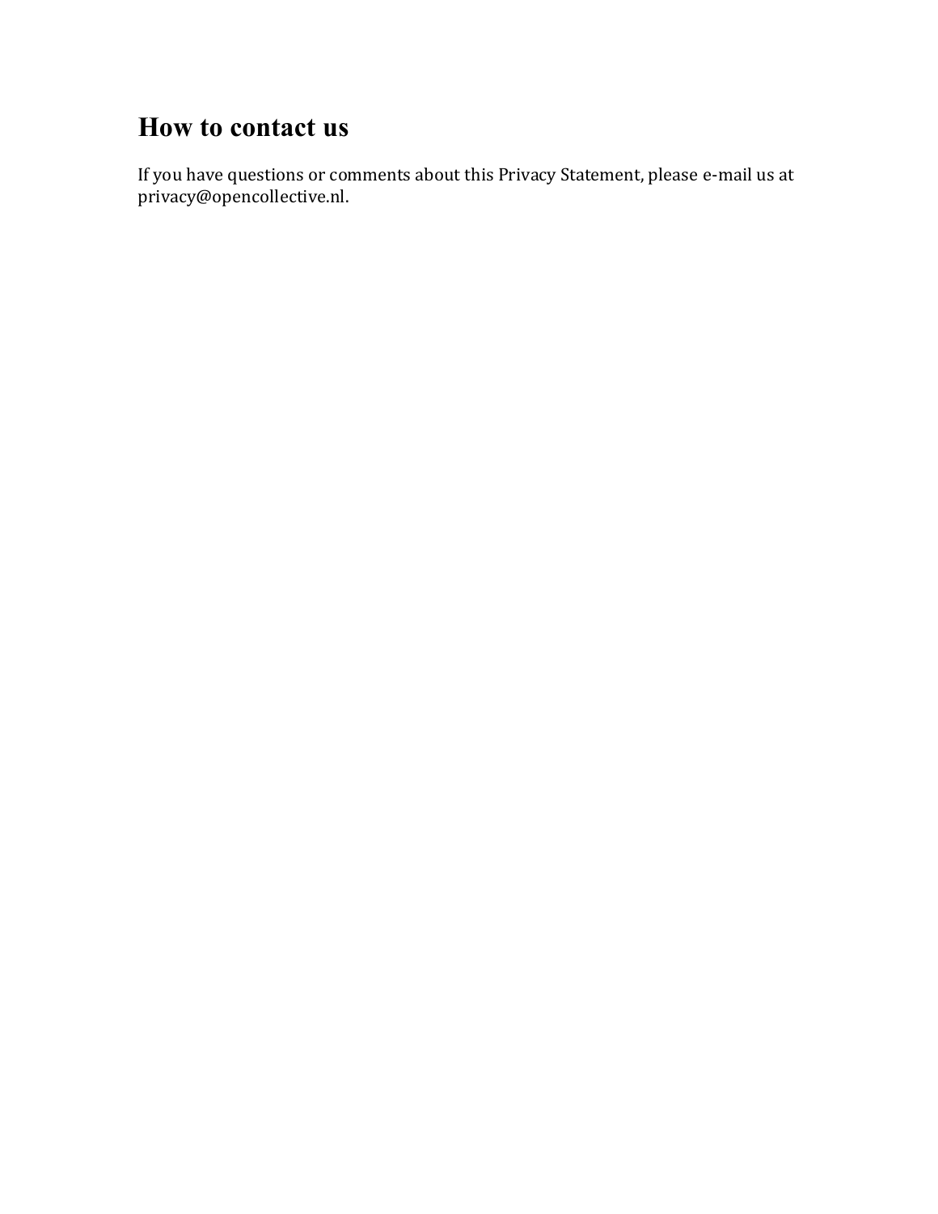## How to contact us

If you have questions or comments about this Privacy Statement, please e-mail us at privacy@opencollective.nl.